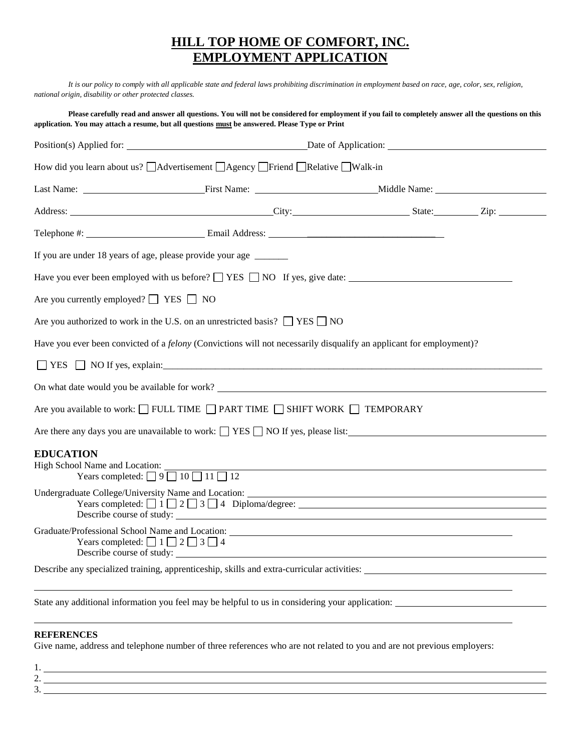# **HILL TOP HOME OF COMFORT, INC.**
# **EMPLOYMENT APPLICATION**

*It is our policy to comply with all applicable state and federal laws prohibiting discrimination in employment based on race, age, color, sex, religion, national origin, disability or other protected classes.*

**Please carefully read and answer all questions. You will not be considered for employment if you fail to completely answer all the questions on this application. You may attach a resume, but all questions must be answered. Please Type or Print**

Position(s) Applied for: ____________________ Date of Application: ____________________

How did you learn about us? ☐ Advertisement ☐ Agency ☐ Friend ☐ Relative ☐ Walk-in

Last Name: ____________________ First Name: ____________________ Middle Name: ____________________

Address: ____________________ City: ____________________ State: __________ Zip: __________

Telephone #: ____________________ Email Address: ____________________

If you are under 18 years of age, please provide your age _______

Have you ever been employed with us before? ☐ YES ☐ NO If yes, give date: ____________________

Are you currently employed? ☐ YES ☐ NO

Are you authorized to work in the U.S. on an unrestricted basis? ☐ YES ☐ NO

Have you ever been convicted of a *felony* (Convictions will not necessarily disqualify an applicant for employment)?

☐ YES ☐ NO If yes, explain: ____________________

On what date would you be available for work? ____________________

Are you available to work: ☐ FULL TIME ☐ PART TIME ☐ SHIFT WORK ☐ TEMPORARY

Are there any days you are unavailable to work: ☐ YES ☐ NO If yes, please list: ____________________

## EDUCATION

High School Name and Location: ____________________
Years completed: ☐ 9 ☐ 10 ☐ 11 ☐ 12

Undergraduate College/University Name and Location: ____________________
Years completed: ☐ 1 ☐ 2 ☐ 3 ☐ 4 Diploma/degree: ____________________
Describe course of study: ____________________

Graduate/Professional School Name and Location: ____________________
Years completed: ☐ 1 ☐ 2 ☐ 3 ☐ 4
Describe course of study: ____________________

Describe any specialized training, apprenticeship, skills and extra-curricular activities: ____________________

____________________

State any additional information you feel may be helpful to us in considering your application: ____________________

____________________

## REFERENCES

Give name, address and telephone number of three references who are not related to you and are not previous employers:

1. ____________________
2. ____________________
3. ____________________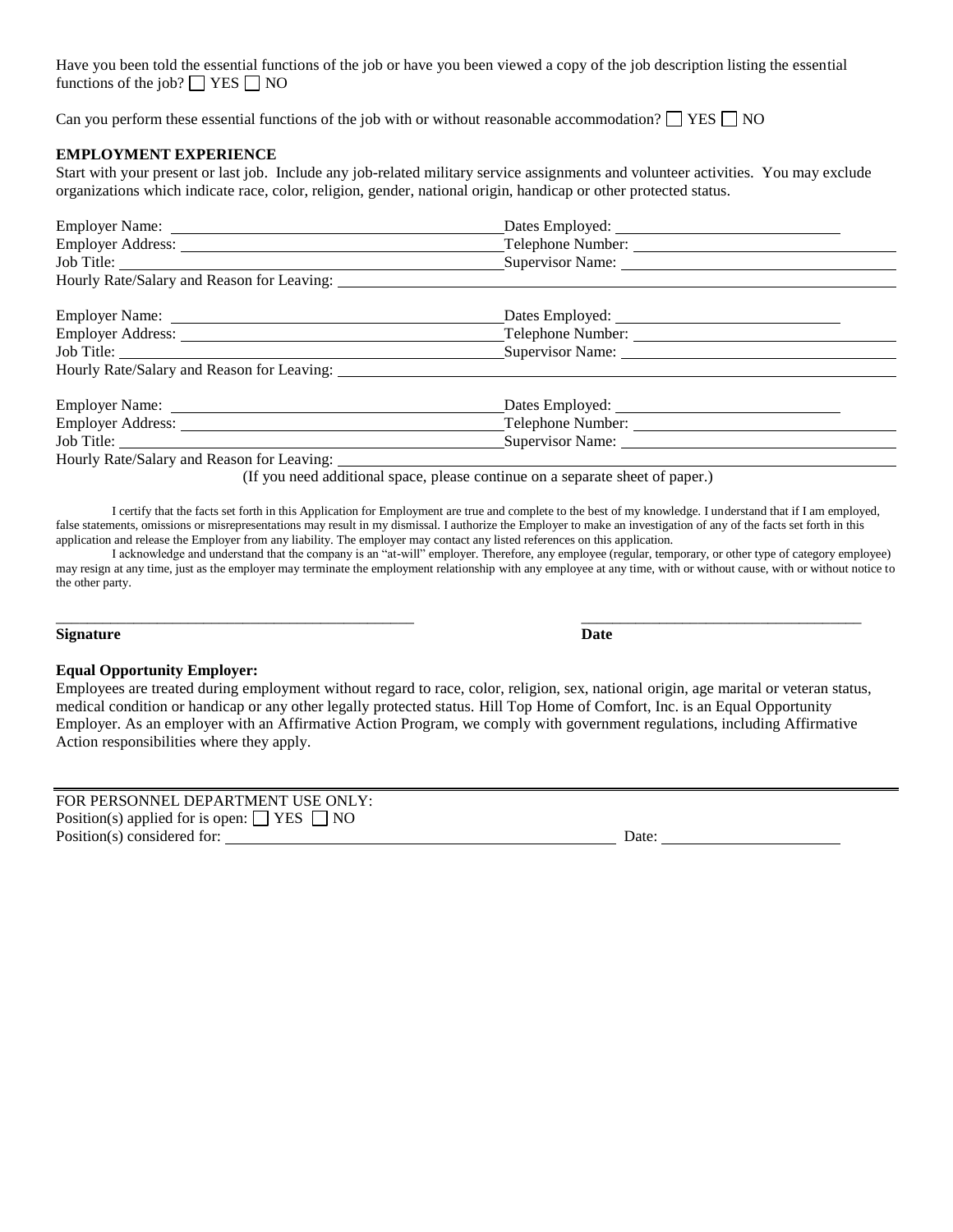Have you been told the essential functions of the job or have you been viewed a copy of the job description listing the essential functions of the job? ☐ YES ☐ NO

Can you perform these essential functions of the job with or without reasonable accommodation? ☐ YES ☐ NO

**EMPLOYMENT EXPERIENCE**

Start with your present or last job. Include any job-related military service assignments and volunteer activities. You may exclude organizations which indicate race, color, religion, gender, national origin, handicap or other protected status.

Employer Name: ______________________ Dates Employed: ______________________
Employer Address: ______________________ Telephone Number: ______________________
Job Title: ______________________ Supervisor Name: ______________________
Hourly Rate/Salary and Reason for Leaving: ______________________

Employer Name: ______________________ Dates Employed: ______________________
Employer Address: ______________________ Telephone Number: ______________________
Job Title: ______________________ Supervisor Name: ______________________
Hourly Rate/Salary and Reason for Leaving: ______________________

Employer Name: ______________________ Dates Employed: ______________________
Employer Address: ______________________ Telephone Number: ______________________
Job Title: ______________________ Supervisor Name: ______________________
Hourly Rate/Salary and Reason for Leaving: ______________________

(If you need additional space, please continue on a separate sheet of paper.)

I certify that the facts set forth in this Application for Employment are true and complete to the best of my knowledge. I understand that if I am employed, false statements, omissions or misrepresentations may result in my dismissal. I authorize the Employer to make an investigation of any of the facts set forth in this application and release the Employer from any liability. The employer may contact any listed references on this application.

I acknowledge and understand that the company is an "at-will" employer. Therefore, any employee (regular, temporary, or other type of category employee) may resign at any time, just as the employer may terminate the employment relationship with any employee at any time, with or without cause, with or without notice to the other party.

______________________________ ______________________________
**Signature** **Date**

**Equal Opportunity Employer:**

Employees are treated during employment without regard to race, color, religion, sex, national origin, age marital or veteran status, medical condition or handicap or any other legally protected status. Hill Top Home of Comfort, Inc. is an Equal Opportunity Employer. As an employer with an Affirmative Action Program, we comply with government regulations, including Affirmative Action responsibilities where they apply.

---

FOR PERSONNEL DEPARTMENT USE ONLY:
Position(s) applied for is open: ☐ YES ☐ NO
Position(s) considered for: ______________________ Date: ______________________